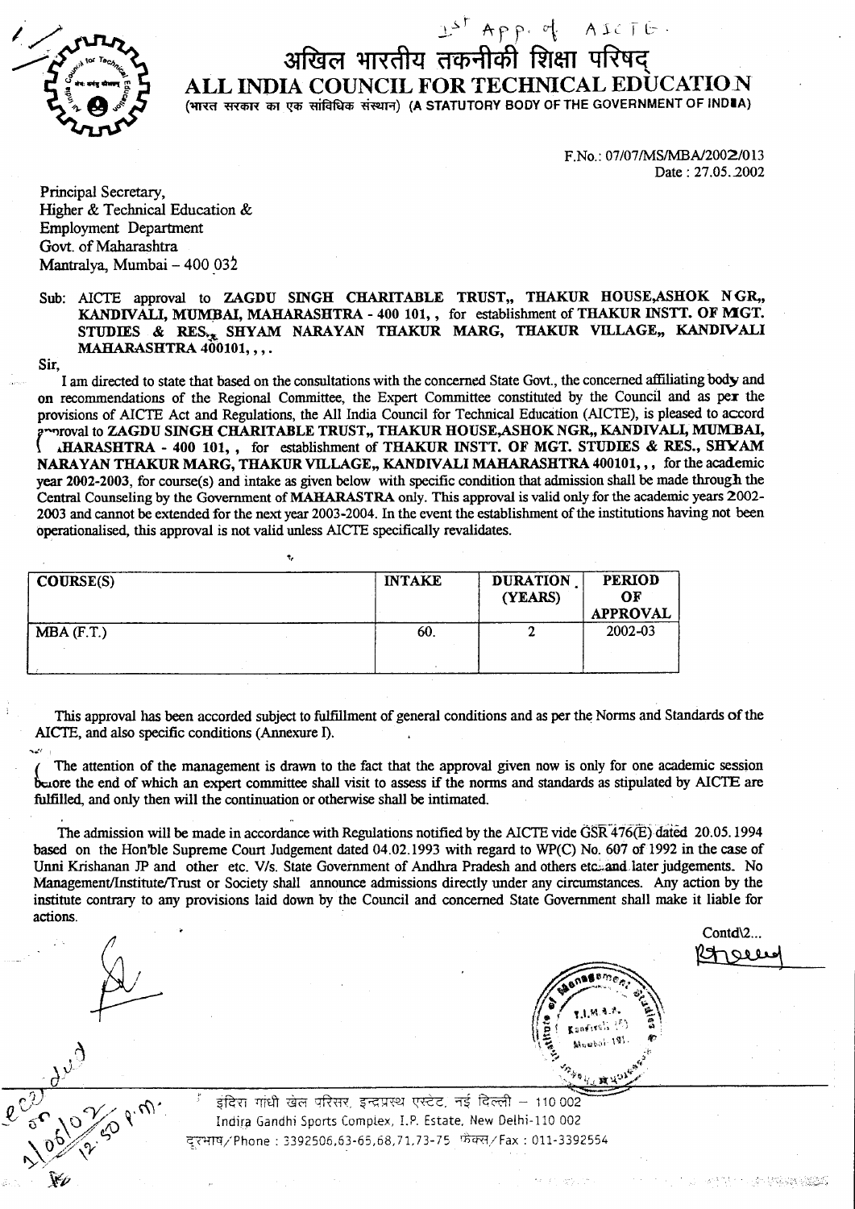1st App. of AICTE.

# अखिल भारतीय तकनीकी शिक्षा परिषद्

# ALL INDIA COUNCIL FOR TECHNICAL EDUCATION

(भारत सरकार का एक सांविधिक संस्थान) (A STATUTORY BODY OF THE GOVERNMENT OF INDIA)

F.No.: 07/07/MS/MBA/2002/013
Date : 27.05.2002

Principal Secretary,
Higher & Technical Education &
Employment Department
Govt. of Maharashtra
Mantralya, Mumbai – 400 032

Sub: AICTE approval to **ZAGDU SINGH CHARITABLE TRUST,, THAKUR HOUSE,ASHOK NGR,, KANDIVALI, MUMBAI, MAHARASHTRA - 400 101, ,** for establishment of **THAKUR INSTT. OF MGT. STUDIES & RES., SHYAM NARAYAN THAKUR MARG, THAKUR VILLAGE,, KANDIVALI MAHARASHTRA 400101, , , .**

Sir,

I am directed to state that based on the consultations with the concerned State Govt., the concerned affiliating body and on recommendations of the Regional Committee, the Expert Committee constituted by the Council and as per the provisions of AICTE Act and Regulations, the All India Council for Technical Education (AICTE), is pleased to accord approval to **ZAGDU SINGH CHARITABLE TRUST,, THAKUR HOUSE,ASHOK NGR,, KANDIVALI, MUMBAI, MAHARASHTRA - 400 101, ,** for establishment of **THAKUR INSTT. OF MGT. STUDIES & RES., SHYAM NARAYAN THAKUR MARG, THAKUR VILLAGE,, KANDIVALI MAHARASHTRA 400101, , ,** for the academic year 2002-2003, for course(s) and intake as given below with specific condition that admission shall be made through the Central Counseling by the Government of **MAHARASTRA** only. This approval is valid only for the academic years 2002-2003 and cannot be extended for the next year 2003-2004. In the event the establishment of the institutions having not been operationalised, this approval is not valid unless AICTE specifically revalidates.

| COURSE(S) | INTAKE | DURATION (YEARS) | PERIOD OF APPROVAL |
|---|---|---|---|
| MBA (F.T.) | 60. | 2 | 2002-03 |

This approval has been accorded subject to fulfillment of general conditions and as per the Norms and Standards of the AICTE, and also specific conditions (Annexure I).

The attention of the management is drawn to the fact that the approval given now is only for one academic session before the end of which an expert committee shall visit to assess if the norms and standards as stipulated by AICTE are fulfilled, and only then will the continuation or otherwise shall be intimated.

The admission will be made in accordance with Regulations notified by the AICTE vide GSR 476(E) dated 20.05.1994 based on the Hon'ble Supreme Court Judgement dated 04.02.1993 with regard to WP(C) No. 607 of 1992 in the case of Unni Krishanan JP and other etc. V/s. State Government of Andhra Pradesh and others etc. and later judgements. No Management/Institute/Trust or Society shall announce admissions directly under any circumstances. Any action by the institute contrary to any provisions laid down by the Council and concerned State Government shall make it liable for actions.

Contd\2...

इंदिरा गांधी खेल परिसर, इन्द्रप्रस्थ एस्टेट, नई दिल्ली – 110 002
Indira Gandhi Sports Complex, I.P. Estate, New Delhi-110 002
दूरभाष/Phone : 3392506,63-65,68,71,73-75 फैक्स/Fax : 011-3392554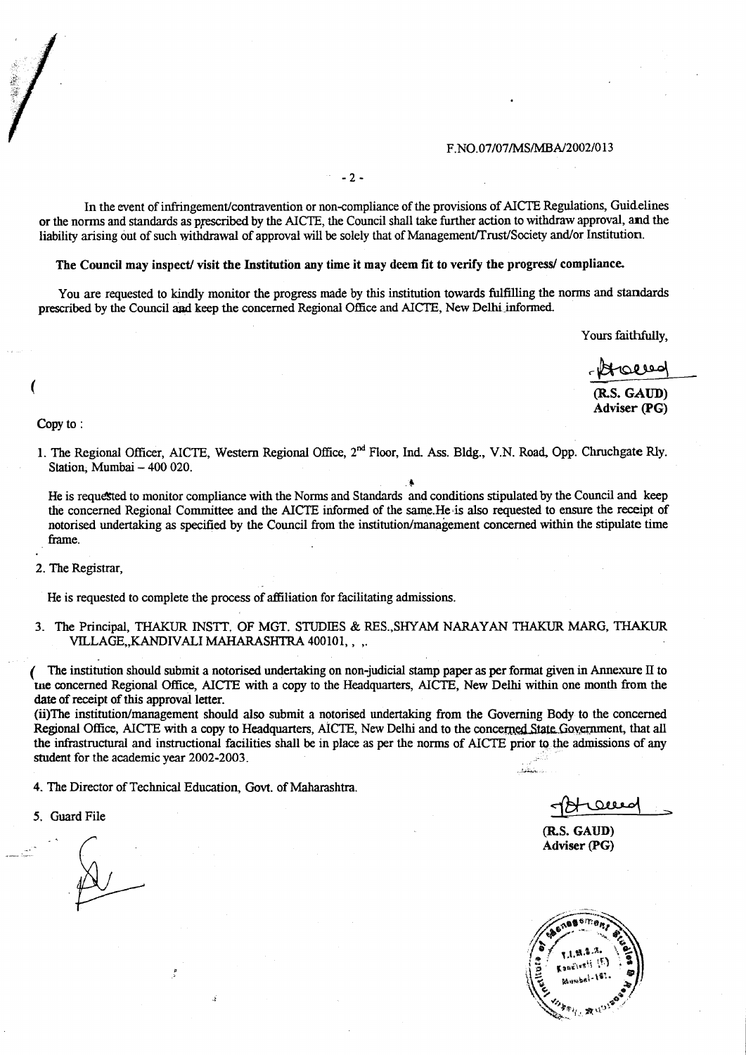F.NO.07/07/MS/MBA/2002/013

In the event of infringement/contravention or non-compliance of the provisions of AICTE Regulations, Guidelines or the norms and standards as prescribed by the AICTE, the Council shall take further action to withdraw approval, and the liability arising out of such withdrawal of approval will be solely that of Management/Trust/Society and/or Institution.

**The Council may inspect/ visit the Institution any time it may deem fit to verify the progress/ compliance.**

You are requested to kindly monitor the progress made by this institution towards fulfilling the norms and standards prescribed by the Council and keep the concerned Regional Office and AICTE, New Delhi informed.

Yours faithfully,

**(R.S. GAUD)**
**Adviser (PG)**

Copy to :

1. The Regional Officer, AICTE, Western Regional Office, 2nd Floor, Ind. Ass. Bldg., V.N. Road, Opp. Chruchgate Rly. Station, Mumbai – 400 020.

   He is requested to monitor compliance with the Norms and Standards and conditions stipulated by the Council and keep the concerned Regional Committee and the AICTE informed of the same.He is also requested to ensure the receipt of notorised undertaking as specified by the Council from the institution/management concerned within the stipulate time frame.

2. The Registrar,

   He is requested to complete the process of affiliation for facilitating admissions.

3. The Principal, THAKUR INSTT. OF MGT. STUDIES & RES.,SHYAM NARAYAN THAKUR MARG, THAKUR VILLAGE,,KANDIVALI MAHARASHTRA 400101, , ,.

(i) The institution should submit a notorised undertaking on non-judicial stamp paper as per format given in Annexure II to the concerned Regional Office, AICTE with a copy to the Headquarters, AICTE, New Delhi within one month from the date of receipt of this approval letter.

(ii)The institution/management should also submit a notorised undertaking from the Governing Body to the concerned Regional Office, AICTE with a copy to Headquarters, AICTE, New Delhi and to the concerned State Government, that all the infrastructural and instructional facilities shall be in place as per the norms of AICTE prior to the admissions of any student for the academic year 2002-2003.

4. The Director of Technical Education, Govt. of Maharashtra.

5. Guard File

**(R.S. GAUD)**
**Adviser (PG)**